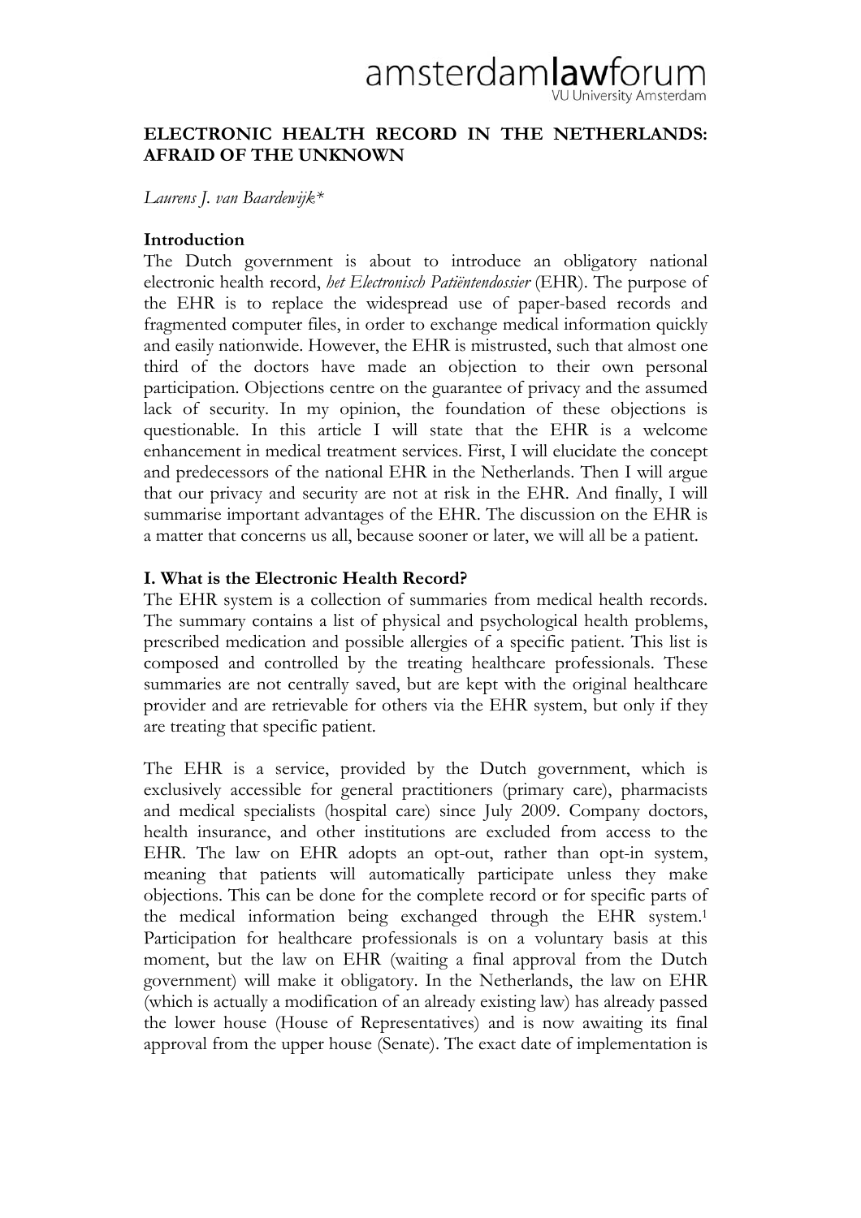# ELECTRONIC HEALTH RECORD IN THE NETHERLANDS: AFRAID OF THE UNKNOWN

*Laurens J. van Baardewijk\**

## Introduction

The Dutch government is about to introduce an obligatory national electronic health record, *het Electronisch Patiëntendossier* (EHR). The purpose of the EHR is to replace the widespread use of paper-based records and fragmented computer files, in order to exchange medical information quickly and easily nationwide. However, the EHR is mistrusted, such that almost one third of the doctors have made an objection to their own personal participation. Objections centre on the guarantee of privacy and the assumed lack of security. In my opinion, the foundation of these objections is questionable. In this article I will state that the EHR is a welcome enhancement in medical treatment services. First, I will elucidate the concept and predecessors of the national EHR in the Netherlands. Then I will argue that our privacy and security are not at risk in the EHR. And finally, I will summarise important advantages of the EHR. The discussion on the EHR is a matter that concerns us all, because sooner or later, we will all be a patient.

## I. What is the Electronic Health Record?

The EHR system is a collection of summaries from medical health records. The summary contains a list of physical and psychological health problems, prescribed medication and possible allergies of a specific patient. This list is composed and controlled by the treating healthcare professionals. These summaries are not centrally saved, but are kept with the original healthcare provider and are retrievable for others via the EHR system, but only if they are treating that specific patient.

The EHR is a service, provided by the Dutch government, which is exclusively accessible for general practitioners (primary care), pharmacists and medical specialists (hospital care) since July 2009. Company doctors, health insurance, and other institutions are excluded from access to the EHR. The law on EHR adopts an opt-out, rather than opt-in system, meaning that patients will automatically participate unless they make objections. This can be done for the complete record or for specific parts of the medical information being exchanged through the EHR system.[1] Participation for healthcare professionals is on a voluntary basis at this moment, but the law on EHR (waiting a final approval from the Dutch government) will make it obligatory. In the Netherlands, the law on EHR (which is actually a modification of an already existing law) has already passed the lower house (House of Representatives) and is now awaiting its final approval from the upper house (Senate). The exact date of implementation is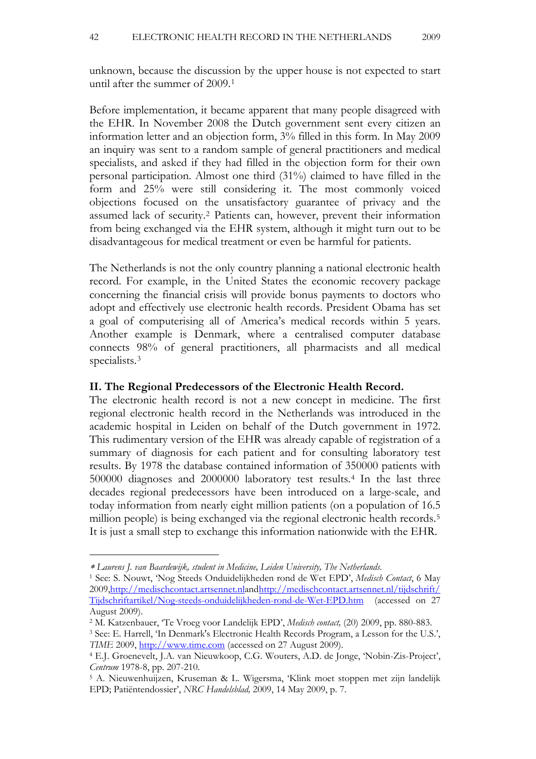unknown, because the discussion by the upper house is not expected to start until after the summer of 2009.[1]

Before implementation, it became apparent that many people disagreed with the EHR. In November 2008 the Dutch government sent every citizen an information letter and an objection form, 3% filled in this form. In May 2009 an inquiry was sent to a random sample of general practitioners and medical specialists, and asked if they had filled in the objection form for their own personal participation. Almost one third (31%) claimed to have filled in the form and 25% were still considering it. The most commonly voiced objections focused on the unsatisfactory guarantee of privacy and the assumed lack of security.[2] Patients can, however, prevent their information from being exchanged via the EHR system, although it might turn out to be disadvantageous for medical treatment or even be harmful for patients.

The Netherlands is not the only country planning a national electronic health record. For example, in the United States the economic recovery package concerning the financial crisis will provide bonus payments to doctors who adopt and effectively use electronic health records. President Obama has set a goal of computerising all of America's medical records within 5 years. Another example is Denmark, where a centralised computer database connects 98% of general practitioners, all pharmacists and all medical specialists.[3]

## II. The Regional Predecessors of the Electronic Health Record.

The electronic health record is not a new concept in medicine. The first regional electronic health record in the Netherlands was introduced in the academic hospital in Leiden on behalf of the Dutch government in 1972. This rudimentary version of the EHR was already capable of registration of a summary of diagnosis for each patient and for consulting laboratory test results. By 1978 the database contained information of 350000 patients with 500000 diagnoses and 2000000 laboratory test results.[4] In the last three decades regional predecessors have been introduced on a large-scale, and today information from nearly eight million patients (on a population of 16.5 million people) is being exchanged via the regional electronic health records.[5] It is just a small step to exchange this information nationwide with the EHR.

---

∗ *Laurens J. van Baardewijk, student in Medicine, Leiden University, The Netherlands.*

[1] See: S. Nouwt, 'Nog Steeds Onduidelijkheden rond de Wet EPD', *Medisch Contact*, 6 May 2009, http://medischcontact.artsennet.nl and http://medischcontact.artsennet.nl/tijdschrift/Tijdschriftartikel/Nog-steeds-onduidelijkheden-rond-de-Wet-EPD.htm (accessed on 27 August 2009).

[2] M. Katzenbauer, 'Te Vroeg voor Landelijk EPD', *Medisch contact,* (20) 2009, pp. 880-883.

[3] See: E. Harrell, 'In Denmark's Electronic Health Records Program, a Lesson for the U.S.', *TIME* 2009, http://www.time.com (accessed on 27 August 2009).

[4] E.J. Groenevelt, J.A. van Nieuwkoop, C.G. Wouters, A.D. de Jonge, 'Nobin-Zis-Project', *Centrum* 1978-8, pp. 207-210.

[5] A. Nieuwenhuijzen, Kruseman & L. Wigersma, 'Klink moet stoppen met zijn landelijk EPD; Patiëntendossier', *NRC Handelsblad,* 2009, 14 May 2009, p. 7.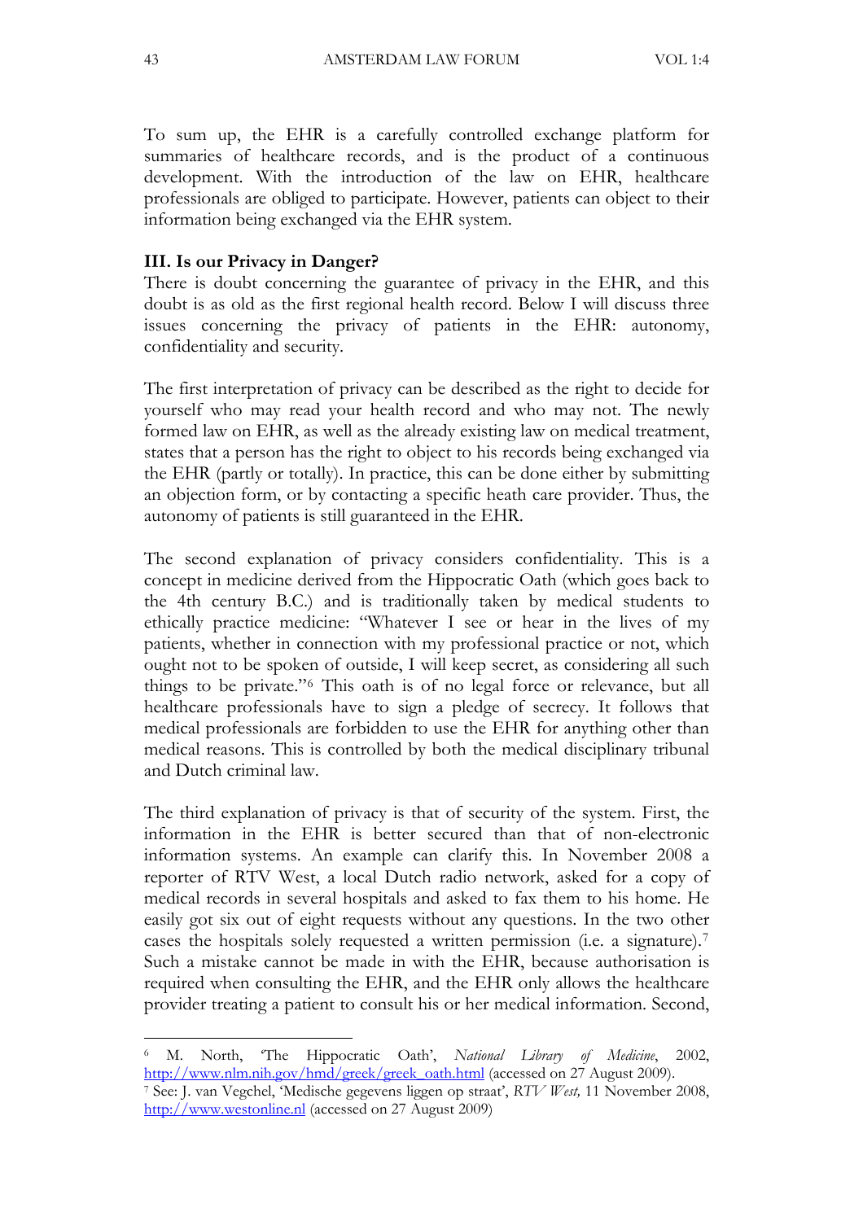To sum up, the EHR is a carefully controlled exchange platform for summaries of healthcare records, and is the product of a continuous development. With the introduction of the law on EHR, healthcare professionals are obliged to participate. However, patients can object to their information being exchanged via the EHR system.

### III. Is our Privacy in Danger?

There is doubt concerning the guarantee of privacy in the EHR, and this doubt is as old as the first regional health record. Below I will discuss three issues concerning the privacy of patients in the EHR: autonomy, confidentiality and security.

The first interpretation of privacy can be described as the right to decide for yourself who may read your health record and who may not. The newly formed law on EHR, as well as the already existing law on medical treatment, states that a person has the right to object to his records being exchanged via the EHR (partly or totally). In practice, this can be done either by submitting an objection form, or by contacting a specific heath care provider. Thus, the autonomy of patients is still guaranteed in the EHR.

The second explanation of privacy considers confidentiality. This is a concept in medicine derived from the Hippocratic Oath (which goes back to the 4th century B.C.) and is traditionally taken by medical students to ethically practice medicine: "Whatever I see or hear in the lives of my patients, whether in connection with my professional practice or not, which ought not to be spoken of outside, I will keep secret, as considering all such things to be private."[6] This oath is of no legal force or relevance, but all healthcare professionals have to sign a pledge of secrecy. It follows that medical professionals are forbidden to use the EHR for anything other than medical reasons. This is controlled by both the medical disciplinary tribunal and Dutch criminal law.

The third explanation of privacy is that of security of the system. First, the information in the EHR is better secured than that of non-electronic information systems. An example can clarify this. In November 2008 a reporter of RTV West, a local Dutch radio network, asked for a copy of medical records in several hospitals and asked to fax them to his home. He easily got six out of eight requests without any questions. In the two other cases the hospitals solely requested a written permission (i.e. a signature).[7] Such a mistake cannot be made in with the EHR, because authorisation is required when consulting the EHR, and the EHR only allows the healthcare provider treating a patient to consult his or her medical information. Second,

---

[6] M. North, 'The Hippocratic Oath', *National Library of Medicine*, 2002, http://www.nlm.nih.gov/hmd/greek/greek_oath.html (accessed on 27 August 2009).

[7] See: J. van Vegchel, 'Medische gegevens liggen op straat', *RTV West,* 11 November 2008, http://www.westonline.nl (accessed on 27 August 2009)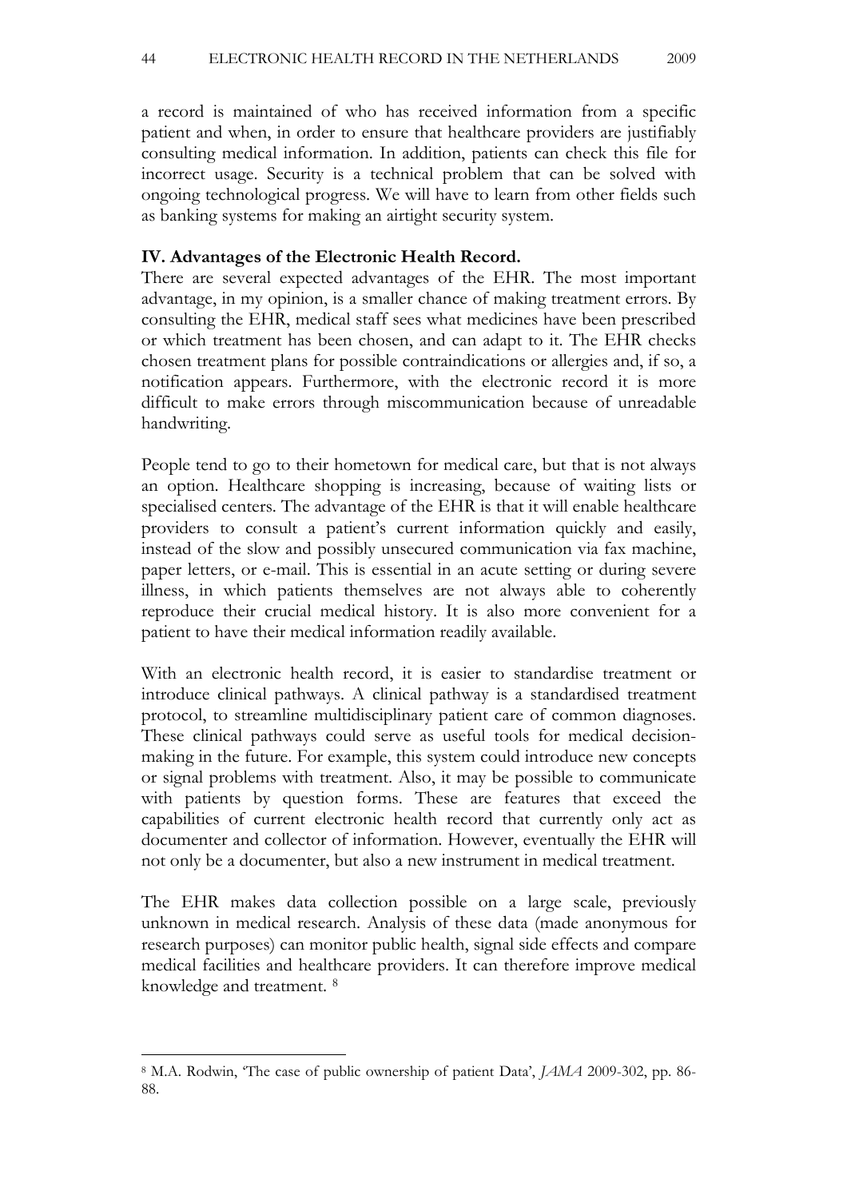a record is maintained of who has received information from a specific patient and when, in order to ensure that healthcare providers are justifiably consulting medical information. In addition, patients can check this file for incorrect usage. Security is a technical problem that can be solved with ongoing technological progress. We will have to learn from other fields such as banking systems for making an airtight security system.

### IV. Advantages of the Electronic Health Record.

There are several expected advantages of the EHR. The most important advantage, in my opinion, is a smaller chance of making treatment errors. By consulting the EHR, medical staff sees what medicines have been prescribed or which treatment has been chosen, and can adapt to it. The EHR checks chosen treatment plans for possible contraindications or allergies and, if so, a notification appears. Furthermore, with the electronic record it is more difficult to make errors through miscommunication because of unreadable handwriting.

People tend to go to their hometown for medical care, but that is not always an option. Healthcare shopping is increasing, because of waiting lists or specialised centers. The advantage of the EHR is that it will enable healthcare providers to consult a patient's current information quickly and easily, instead of the slow and possibly unsecured communication via fax machine, paper letters, or e-mail. This is essential in an acute setting or during severe illness, in which patients themselves are not always able to coherently reproduce their crucial medical history. It is also more convenient for a patient to have their medical information readily available.

With an electronic health record, it is easier to standardise treatment or introduce clinical pathways. A clinical pathway is a standardised treatment protocol, to streamline multidisciplinary patient care of common diagnoses. These clinical pathways could serve as useful tools for medical decision-making in the future. For example, this system could introduce new concepts or signal problems with treatment. Also, it may be possible to communicate with patients by question forms. These are features that exceed the capabilities of current electronic health record that currently only act as documenter and collector of information. However, eventually the EHR will not only be a documenter, but also a new instrument in medical treatment.

The EHR makes data collection possible on a large scale, previously unknown in medical research. Analysis of these data (made anonymous for research purposes) can monitor public health, signal side effects and compare medical facilities and healthcare providers. It can therefore improve medical knowledge and treatment. [8]

---

[8] M.A. Rodwin, 'The case of public ownership of patient Data', *JAMA* 2009-302, pp. 86-88.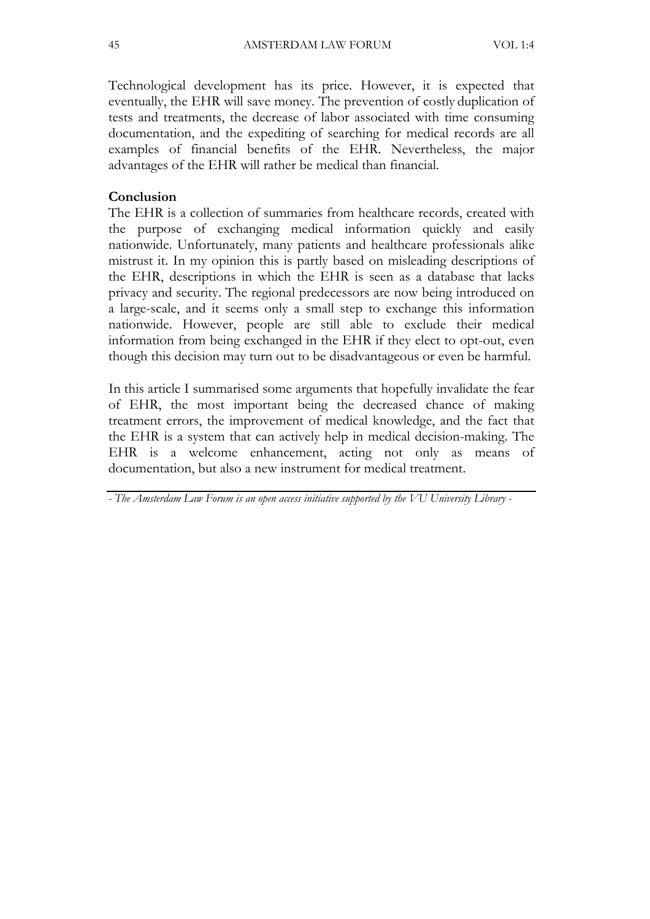Technological development has its price. However, it is expected that eventually, the EHR will save money. The prevention of costly duplication of tests and treatments, the decrease of labor associated with time consuming documentation, and the expediting of searching for medical records are all examples of financial benefits of the EHR. Nevertheless, the major advantages of the EHR will rather be medical than financial.

**Conclusion**

The EHR is a collection of summaries from healthcare records, created with the purpose of exchanging medical information quickly and easily nationwide. Unfortunately, many patients and healthcare professionals alike mistrust it. In my opinion this is partly based on misleading descriptions of the EHR, descriptions in which the EHR is seen as a database that lacks privacy and security. The regional predecessors are now being introduced on a large-scale, and it seems only a small step to exchange this information nationwide. However, people are still able to exclude their medical information from being exchanged in the EHR if they elect to opt-out, even though this decision may turn out to be disadvantageous or even be harmful.

In this article I summarised some arguments that hopefully invalidate the fear of EHR, the most important being the decreased chance of making treatment errors, the improvement of medical knowledge, and the fact that the EHR is a system that can actively help in medical decision-making. The EHR is a welcome enhancement, acting not only as means of documentation, but also a new instrument for medical treatment.